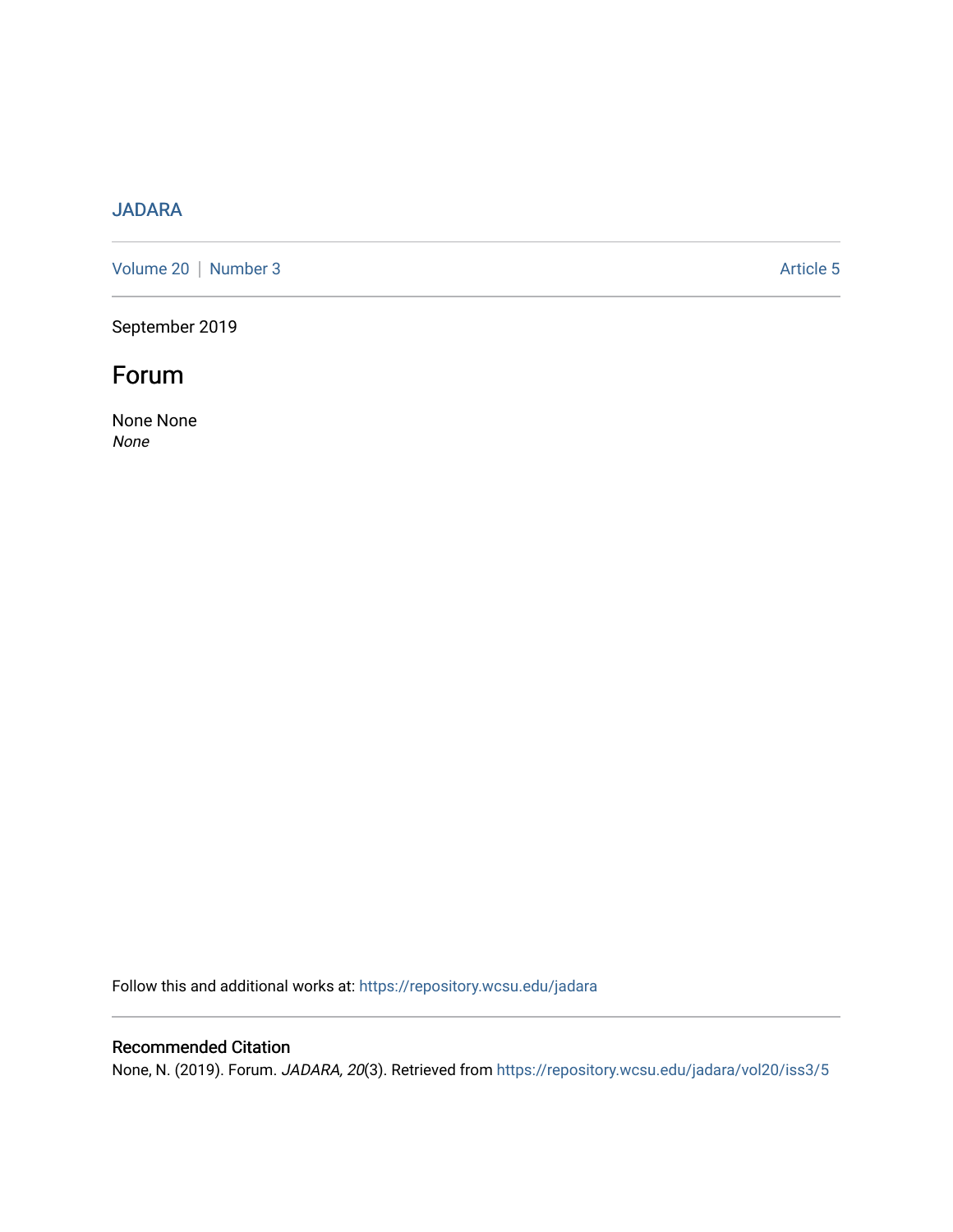JADARA

Volume 20 | Number 3 Article 5

September 2019

# Forum

None None
*None*

Follow this and additional works at: https://repository.wcsu.edu/jadara

## Recommended Citation

None, N. (2019). Forum. *JADARA, 20*(3). Retrieved from https://repository.wcsu.edu/jadara/vol20/iss3/5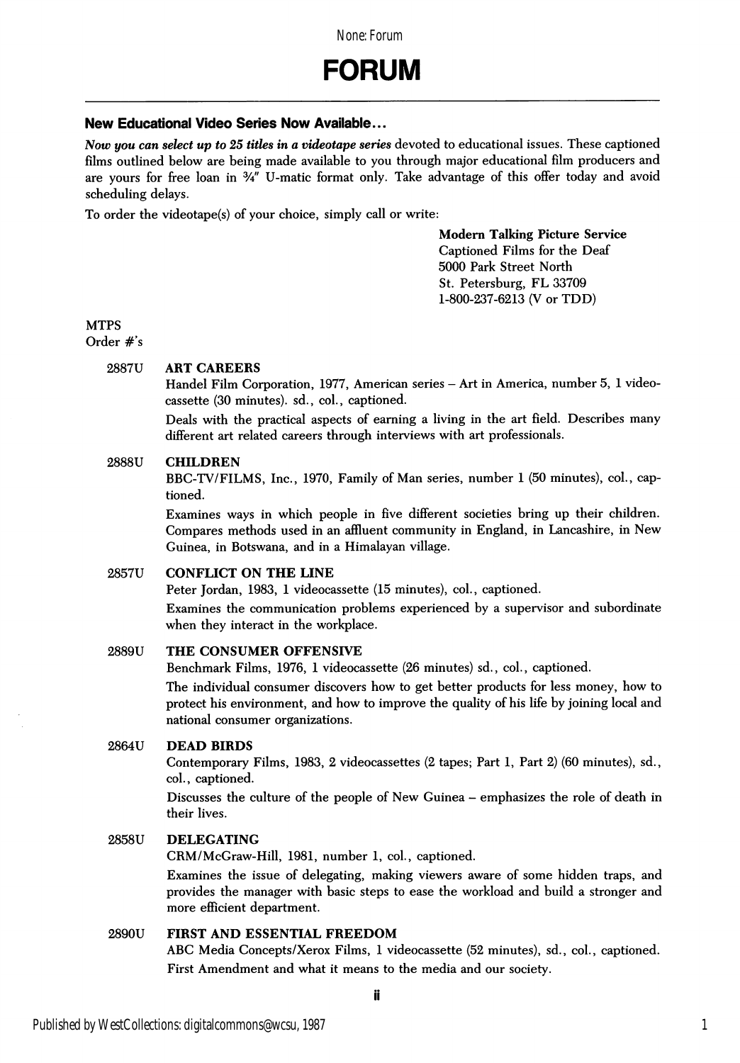# FORUM

### New Educational Video Series Now Available...

*Now you can select up to 25 titles in a videotape series* devoted to educational issues. These captioned films outlined below are being made available to you through major educational film producers and are yours for free loan in ¾" U-matic format only. Take advantage of this offer today and avoid scheduling delays.

To order the videotape(s) of your choice, simply call or write:

**Modern Talking Picture Service**
Captioned Films for the Deaf
5000 Park Street North
St. Petersburg, FL 33709
1-800-237-6213 (V or TDD)

MTPS
Order #'s

**2887U — ART CAREERS**
Handel Film Corporation, 1977, American series – Art in America, number 5, 1 videocassette (30 minutes). sd., col., captioned.
Deals with the practical aspects of earning a living in the art field. Describes many different art related careers through interviews with art professionals.

**2888U — CHILDREN**
BBC-TV/FILMS, Inc., 1970, Family of Man series, number 1 (50 minutes), col., captioned.
Examines ways in which people in five different societies bring up their children. Compares methods used in an affluent community in England, in Lancashire, in New Guinea, in Botswana, and in a Himalayan village.

**2857U — CONFLICT ON THE LINE**
Peter Jordan, 1983, 1 videocassette (15 minutes), col., captioned.
Examines the communication problems experienced by a supervisor and subordinate when they interact in the workplace.

**2889U — THE CONSUMER OFFENSIVE**
Benchmark Films, 1976, 1 videocassette (26 minutes) sd., col., captioned.
The individual consumer discovers how to get better products for less money, how to protect his environment, and how to improve the quality of his life by joining local and national consumer organizations.

**2864U — DEAD BIRDS**
Contemporary Films, 1983, 2 videocassettes (2 tapes; Part 1, Part 2) (60 minutes), sd., col., captioned.
Discusses the culture of the people of New Guinea – emphasizes the role of death in their lives.

**2858U — DELEGATING**
CRM/McGraw-Hill, 1981, number 1, col., captioned.
Examines the issue of delegating, making viewers aware of some hidden traps, and provides the manager with basic steps to ease the workload and build a stronger and more efficient department.

**2890U — FIRST AND ESSENTIAL FREEDOM**
ABC Media Concepts/Xerox Films, 1 videocassette (52 minutes), sd., col., captioned.
First Amendment and what it means to the media and our society.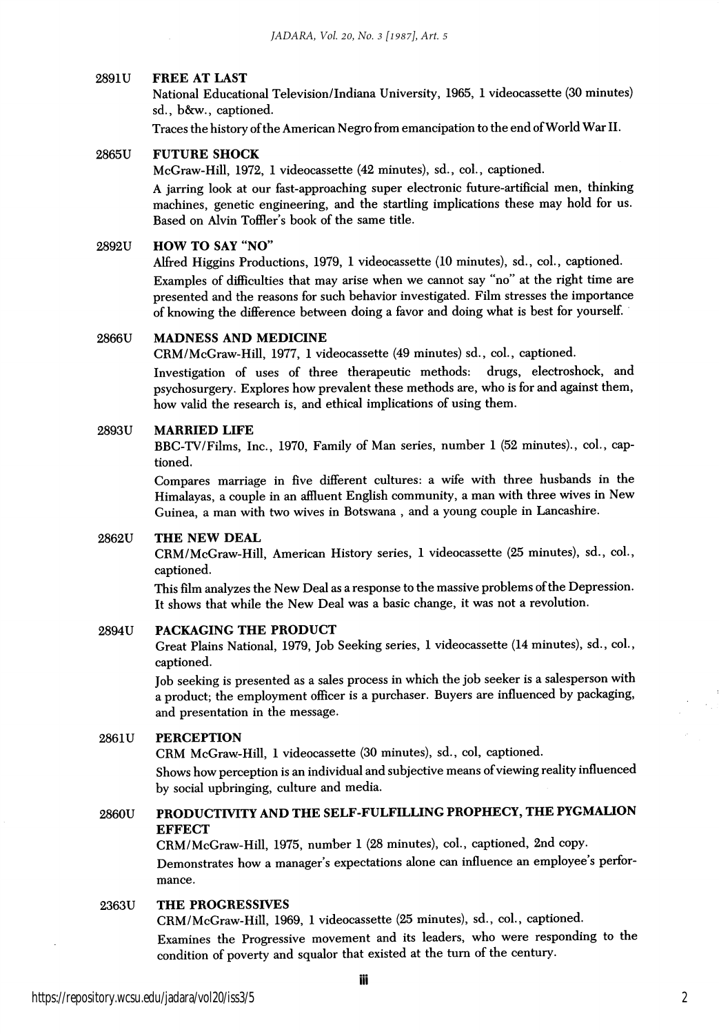2891U **FREE AT LAST**

National Educational Television/Indiana University, 1965, 1 videocassette (30 minutes) sd., b&w., captioned.

Traces the history of the American Negro from emancipation to the end of World War II.

2865U **FUTURE SHOCK**

McGraw-Hill, 1972, 1 videocassette (42 minutes), sd., col., captioned.

A jarring look at our fast-approaching super electronic future-artificial men, thinking machines, genetic engineering, and the startling implications these may hold for us. Based on Alvin Toffler's book of the same title.

2892U **HOW TO SAY "NO"**

Alfred Higgins Productions, 1979, 1 videocassette (10 minutes), sd., col., captioned.

Examples of difficulties that may arise when we cannot say "no" at the right time are presented and the reasons for such behavior investigated. Film stresses the importance of knowing the difference between doing a favor and doing what is best for yourself.

2866U **MADNESS AND MEDICINE**

CRM/McGraw-Hill, 1977, 1 videocassette (49 minutes) sd., col., captioned.

Investigation of uses of three therapeutic methods: drugs, electroshock, and psychosurgery. Explores how prevalent these methods are, who is for and against them, how valid the research is, and ethical implications of using them.

2893U **MARRIED LIFE**

BBC-TV/Films, Inc., 1970, Family of Man series, number 1 (52 minutes)., col., captioned.

Compares marriage in five different cultures: a wife with three husbands in the Himalayas, a couple in an affluent English community, a man with three wives in New Guinea, a man with two wives in Botswana , and a young couple in Lancashire.

2862U **THE NEW DEAL**

CRM/McGraw-Hill, American History series, 1 videocassette (25 minutes), sd., col., captioned.

This film analyzes the New Deal as a response to the massive problems of the Depression. It shows that while the New Deal was a basic change, it was not a revolution.

2894U **PACKAGING THE PRODUCT**

Great Plains National, 1979, Job Seeking series, 1 videocassette (14 minutes), sd., col., captioned.

Job seeking is presented as a sales process in which the job seeker is a salesperson with a product; the employment officer is a purchaser. Buyers are influenced by packaging, and presentation in the message.

2861U **PERCEPTION**

CRM McGraw-Hill, 1 videocassette (30 minutes), sd., col, captioned.

Shows how perception is an individual and subjective means of viewing reality influenced by social upbringing, culture and media.

2860U **PRODUCTIVITY AND THE SELF-FULFILLING PROPHECY, THE PYGMALION EFFECT**

CRM/McGraw-Hill, 1975, number 1 (28 minutes), col., captioned, 2nd copy.

Demonstrates how a manager's expectations alone can influence an employee's performance.

2363U **THE PROGRESSIVES**

CRM/McGraw-Hill, 1969, 1 videocassette (25 minutes), sd., col., captioned.

Examines the Progressive movement and its leaders, who were responding to the condition of poverty and squalor that existed at the turn of the century.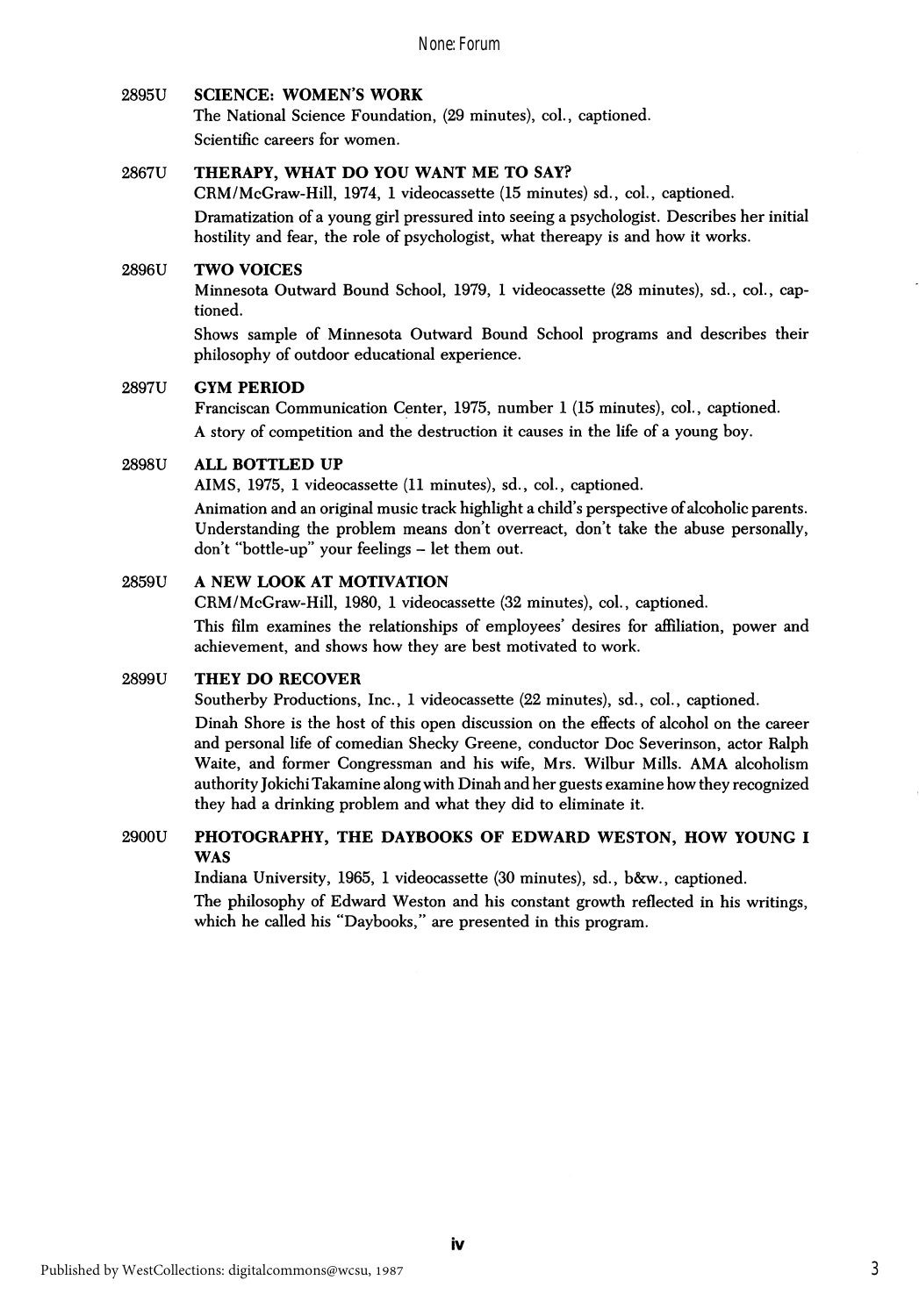**2895U** **SCIENCE: WOMEN'S WORK**

The National Science Foundation, (29 minutes), col., captioned.

Scientific careers for women.

**2867U** **THERAPY, WHAT DO YOU WANT ME TO SAY?**

CRM/McGraw-Hill, 1974, 1 videocassette (15 minutes) sd., col., captioned.

Dramatization of a young girl pressured into seeing a psychologist. Describes her initial hostility and fear, the role of psychologist, what thereapy is and how it works.

**2896U** **TWO VOICES**

Minnesota Outward Bound School, 1979, 1 videocassette (28 minutes), sd., col., captioned.

Shows sample of Minnesota Outward Bound School programs and describes their philosophy of outdoor educational experience.

**2897U** **GYM PERIOD**

Franciscan Communication Center, 1975, number 1 (15 minutes), col., captioned.

A story of competition and the destruction it causes in the life of a young boy.

**2898U** **ALL BOTTLED UP**

AIMS, 1975, 1 videocassette (11 minutes), sd., col., captioned.

Animation and an original music track highlight a child's perspective of alcoholic parents. Understanding the problem means don't overreact, don't take the abuse personally, don't "bottle-up" your feelings – let them out.

**2859U** **A NEW LOOK AT MOTIVATION**

CRM/McGraw-Hill, 1980, 1 videocassette (32 minutes), col., captioned.

This film examines the relationships of employees' desires for affiliation, power and achievement, and shows how they are best motivated to work.

**2899U** **THEY DO RECOVER**

Southerby Productions, Inc., 1 videocassette (22 minutes), sd., col., captioned.

Dinah Shore is the host of this open discussion on the effects of alcohol on the career and personal life of comedian Shecky Greene, conductor Doc Severinson, actor Ralph Waite, and former Congressman and his wife, Mrs. Wilbur Mills. AMA alcoholism authority Jokichi Takamine along with Dinah and her guests examine how they recognized they had a drinking problem and what they did to eliminate it.

**2900U** **PHOTOGRAPHY, THE DAYBOOKS OF EDWARD WESTON, HOW YOUNG I WAS**

Indiana University, 1965, 1 videocassette (30 minutes), sd., b&w., captioned.

The philosophy of Edward Weston and his constant growth reflected in his writings, which he called his "Daybooks," are presented in this program.